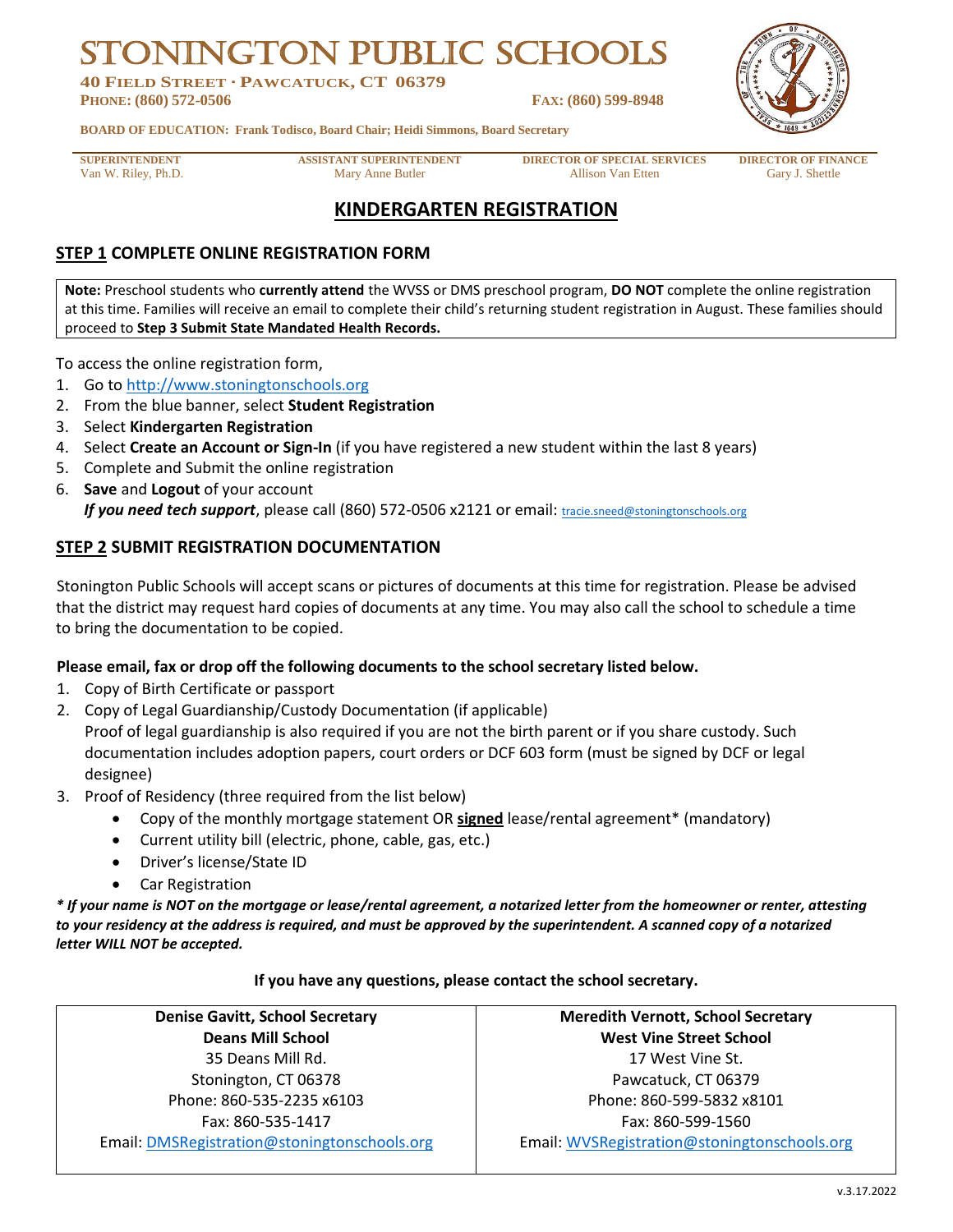# STONINGTON PUBLIC SCHOOLS

**40 FIELD STREET · PAWCATUCK, CT 06379**
**PHONE: (860) 572-0506** **FAX: (860) 599-8948**

**BOARD OF EDUCATION: Frank Todisco, Board Chair; Heidi Simmons, Board Secretary**

| SUPERINTENDENT | ASSISTANT SUPERINTENDENT | DIRECTOR OF SPECIAL SERVICES | DIRECTOR OF FINANCE |
|---|---|---|---|
| Van W. Riley, Ph.D. | Mary Anne Butler | Allison Van Etten | Gary J. Shettle |

## KINDERGARTEN REGISTRATION

### STEP 1 COMPLETE ONLINE REGISTRATION FORM

**Note:** Preschool students who **currently attend** the WVSS or DMS preschool program, **DO NOT** complete the online registration at this time. Families will receive an email to complete their child's returning student registration in August. These families should proceed to **Step 3 Submit State Mandated Health Records.**

To access the online registration form,

1. Go to http://www.stoningtonschools.org
2. From the blue banner, select **Student Registration**
3. Select **Kindergarten Registration**
4. Select **Create an Account or Sign-In** (if you have registered a new student within the last 8 years)
5. Complete and Submit the online registration
6. **Save** and **Logout** of your account
   ***If you need tech support***, please call (860) 572-0506 x2121 or email: tracie.sneed@stoningtonschools.org

### STEP 2 SUBMIT REGISTRATION DOCUMENTATION

Stonington Public Schools will accept scans or pictures of documents at this time for registration. Please be advised that the district may request hard copies of documents at any time. You may also call the school to schedule a time to bring the documentation to be copied.

**Please email, fax or drop off the following documents to the school secretary listed below.**

1. Copy of Birth Certificate or passport
2. Copy of Legal Guardianship/Custody Documentation (if applicable)
   Proof of legal guardianship is also required if you are not the birth parent or if you share custody. Such documentation includes adoption papers, court orders or DCF 603 form (must be signed by DCF or legal designee)
3. Proof of Residency (three required from the list below)
   - Copy of the monthly mortgage statement OR **signed** lease/rental agreement* (mandatory)
   - Current utility bill (electric, phone, cable, gas, etc.)
   - Driver's license/State ID
   - Car Registration

***\* If your name is NOT on the mortgage or lease/rental agreement, a notarized letter from the homeowner or renter, attesting to your residency at the address is required, and must be approved by the superintendent. A scanned copy of a notarized letter WILL NOT be accepted.***

**If you have any questions, please contact the school secretary.**

| **Denise Gavitt, School Secretary** | **Meredith Vernott, School Secretary** |
|---|---|
| **Deans Mill School** | **West Vine Street School** |
| 35 Deans Mill Rd. | 17 West Vine St. |
| Stonington, CT 06378 | Pawcatuck, CT 06379 |
| Phone: 860-535-2235 x6103 | Phone: 860-599-5832 x8101 |
| Fax: 860-535-1417 | Fax: 860-599-1560 |
| Email: DMSRegistration@stoningtonschools.org | Email: WVSRegistration@stoningtonschools.org |

v.3.17.2022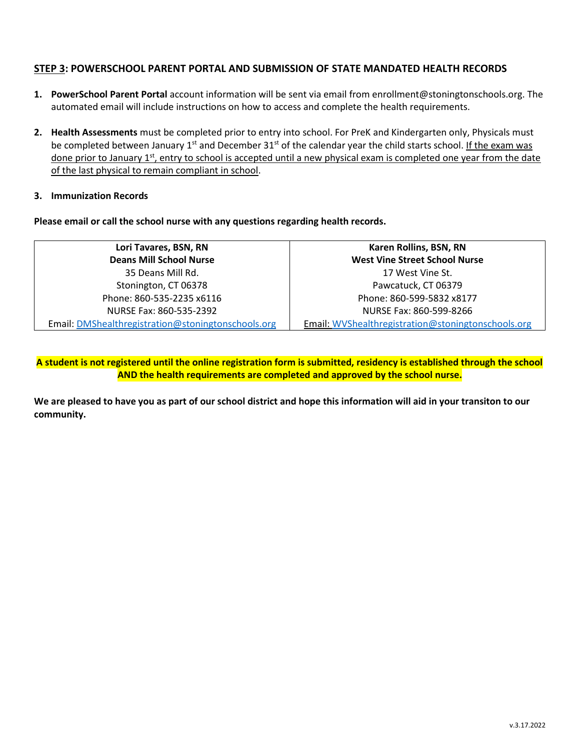## **STEP 3: POWERSCHOOL PARENT PORTAL AND SUBMISSION OF STATE MANDATED HEALTH RECORDS**

1. **PowerSchool Parent Portal** account information will be sent via email from enrollment@stoningtonschools.org. The automated email will include instructions on how to access and complete the health requirements.

2. **Health Assessments** must be completed prior to entry into school. For PreK and Kindergarten only, Physicals must be completed between January 1st and December 31st of the calendar year the child starts school. If the exam was done prior to January 1st, entry to school is accepted until a new physical exam is completed one year from the date of the last physical to remain compliant in school.

3. **Immunization Records**

**Please email or call the school nurse with any questions regarding health records.**

| | |
|---|---|
| **Lori Tavares, BSN, RN**<br>**Deans Mill School Nurse**<br>35 Deans Mill Rd.<br>Stonington, CT 06378<br>Phone: 860-535-2235 x6116<br>NURSE Fax: 860-535-2392<br>Email: DMShealthregistration@stoningtonschools.org | **Karen Rollins, BSN, RN**<br>**West Vine Street School Nurse**<br>17 West Vine St.<br>Pawcatuck, CT 06379<br>Phone: 860-599-5832 x8177<br>NURSE Fax: 860-599-8266<br>Email: WVShealthregistration@stoningtonschools.org |

**A student is not registered until the online registration form is submitted, residency is established through the school AND the health requirements are completed and approved by the school nurse.**

**We are pleased to have you as part of our school district and hope this information will aid in your transiton to our community.**

v.3.17.2022